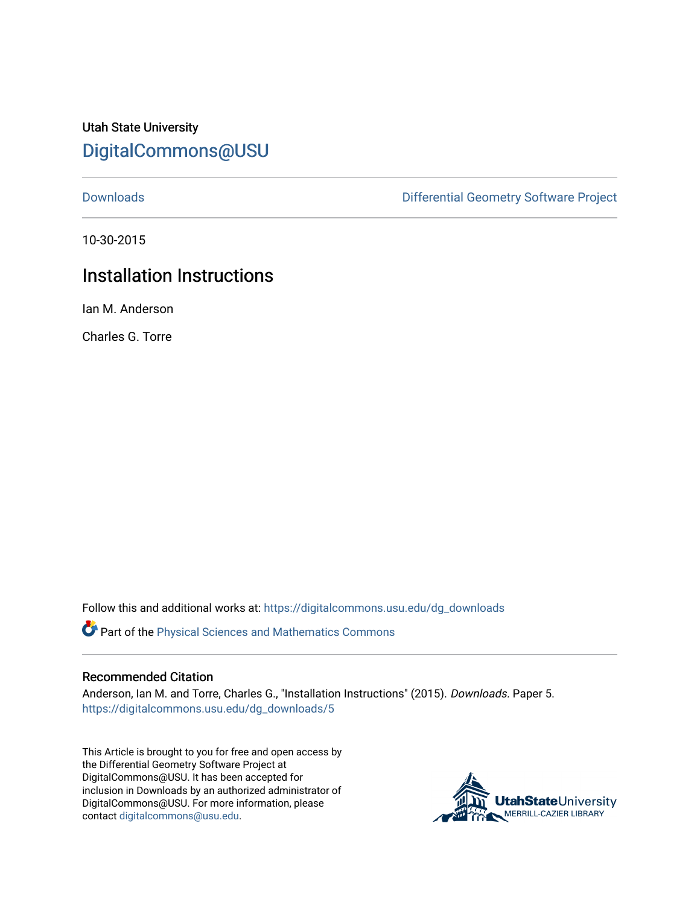Utah State University

# DigitalCommons@USU

Downloads | Differential Geometry Software Project

10-30-2015

## Installation Instructions

Ian M. Anderson

Charles G. Torre

Follow this and additional works at: https://digitalcommons.usu.edu/dg_downloads

Part of the Physical Sciences and Mathematics Commons

### Recommended Citation

Anderson, Ian M. and Torre, Charles G., "Installation Instructions" (2015). *Downloads.* Paper 5.
https://digitalcommons.usu.edu/dg_downloads/5

This Article is brought to you for free and open access by the Differential Geometry Software Project at DigitalCommons@USU. It has been accepted for inclusion in Downloads by an authorized administrator of DigitalCommons@USU. For more information, please contact digitalcommons@usu.edu.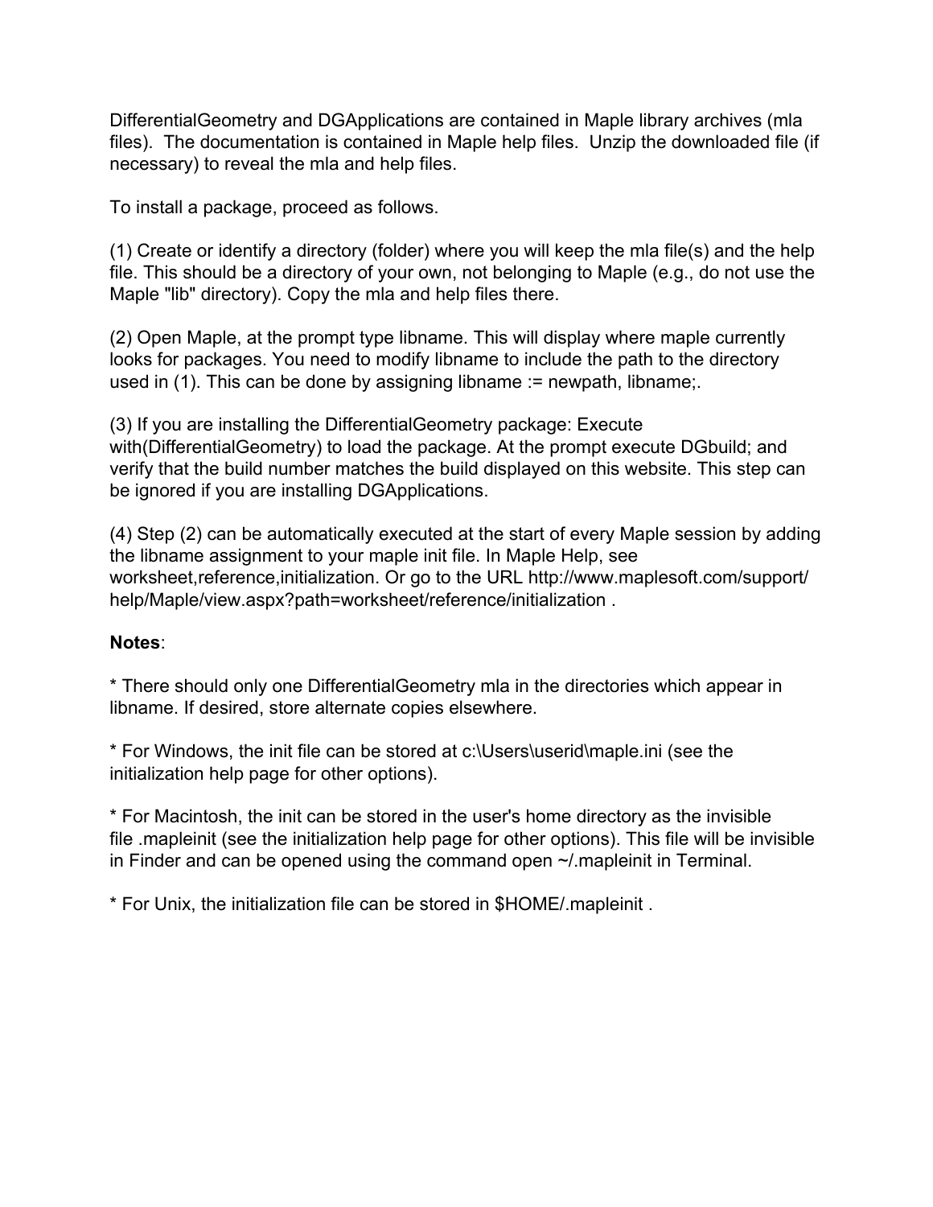DifferentialGeometry and DGApplications are contained in Maple library archives (mla files). The documentation is contained in Maple help files. Unzip the downloaded file (if necessary) to reveal the mla and help files.

To install a package, proceed as follows.

(1) Create or identify a directory (folder) where you will keep the mla file(s) and the help file. This should be a directory of your own, not belonging to Maple (e.g., do not use the Maple "lib" directory). Copy the mla and help files there.

(2) Open Maple, at the prompt type libname. This will display where maple currently looks for packages. You need to modify libname to include the path to the directory used in (1). This can be done by assigning libname := newpath, libname;.

(3) If you are installing the DifferentialGeometry package: Execute with(DifferentialGeometry) to load the package. At the prompt execute DGbuild; and verify that the build number matches the build displayed on this website. This step can be ignored if you are installing DGApplications.

(4) Step (2) can be automatically executed at the start of every Maple session by adding the libname assignment to your maple init file. In Maple Help, see worksheet,reference,initialization. Or go to the URL http://www.maplesoft.com/support/help/Maple/view.aspx?path=worksheet/reference/initialization .

**Notes**:

* There should only one DifferentialGeometry mla in the directories which appear in libname. If desired, store alternate copies elsewhere.

* For Windows, the init file can be stored at c:\Users\userid\maple.ini (see the initialization help page for other options).

* For Macintosh, the init can be stored in the user's home directory as the invisible file .mapleinit (see the initialization help page for other options). This file will be invisible in Finder and can be opened using the command open ~/.mapleinit in Terminal.

* For Unix, the initialization file can be stored in $HOME/.mapleinit .